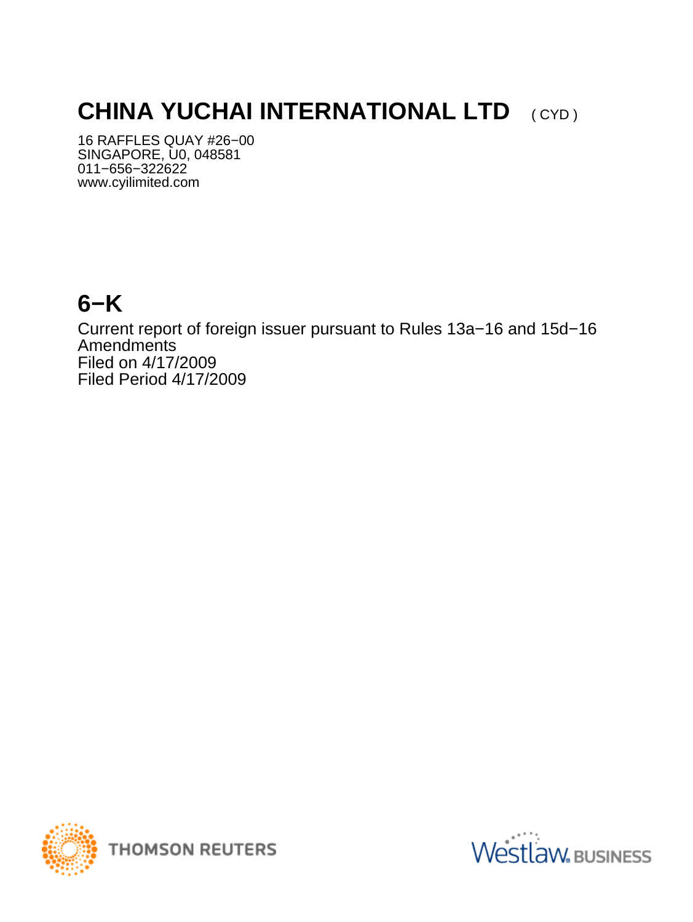# CHINA YUCHAI INTERNATIONAL LTD ( CYD )

16 RAFFLES QUAY #26−00
SINGAPORE, U0, 048581
011−656−322622
www.cyilimited.com

# 6−K

Current report of foreign issuer pursuant to Rules 13a−16 and 15d−16
Amendments
Filed on 4/17/2009
Filed Period 4/17/2009

THOMSON REUTERS

Westlaw BUSINESS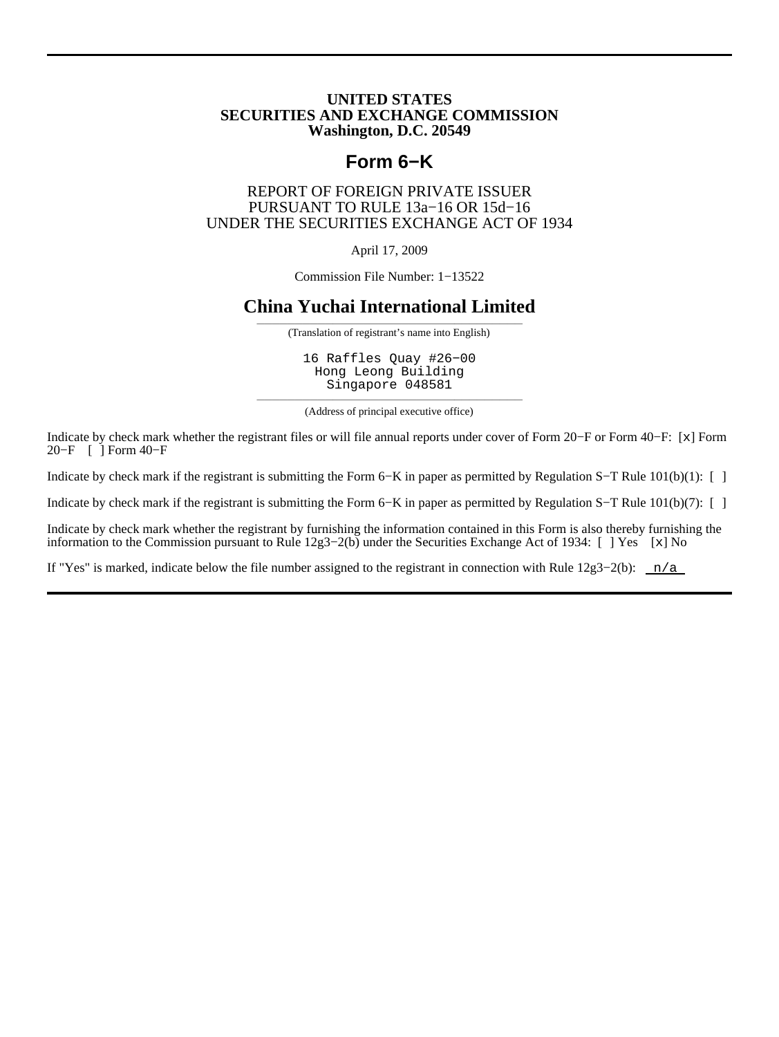# UNITED STATES
# SECURITIES AND EXCHANGE COMMISSION
## Washington, D.C. 20549

# Form 6−K

REPORT OF FOREIGN PRIVATE ISSUER
PURSUANT TO RULE 13a−16 OR 15d−16
UNDER THE SECURITIES EXCHANGE ACT OF 1934

April 17, 2009

Commission File Number: 1−13522

# China Yuchai International Limited

(Translation of registrant's name into English)

16 Raffles Quay #26−00
Hong Leong Building
Singapore 048581

(Address of principal executive office)

Indicate by check mark whether the registrant files or will file annual reports under cover of Form 20−F or Form 40−F: [x] Form 20−F [ ] Form 40−F

Indicate by check mark if the registrant is submitting the Form 6−K in paper as permitted by Regulation S−T Rule 101(b)(1): [ ]

Indicate by check mark if the registrant is submitting the Form 6−K in paper as permitted by Regulation S−T Rule 101(b)(7): [ ]

Indicate by check mark whether the registrant by furnishing the information contained in this Form is also thereby furnishing the information to the Commission pursuant to Rule 12g3−2(b) under the Securities Exchange Act of 1934: [ ] Yes [x] No

If "Yes" is marked, indicate below the file number assigned to the registrant in connection with Rule 12g3−2(b): n/a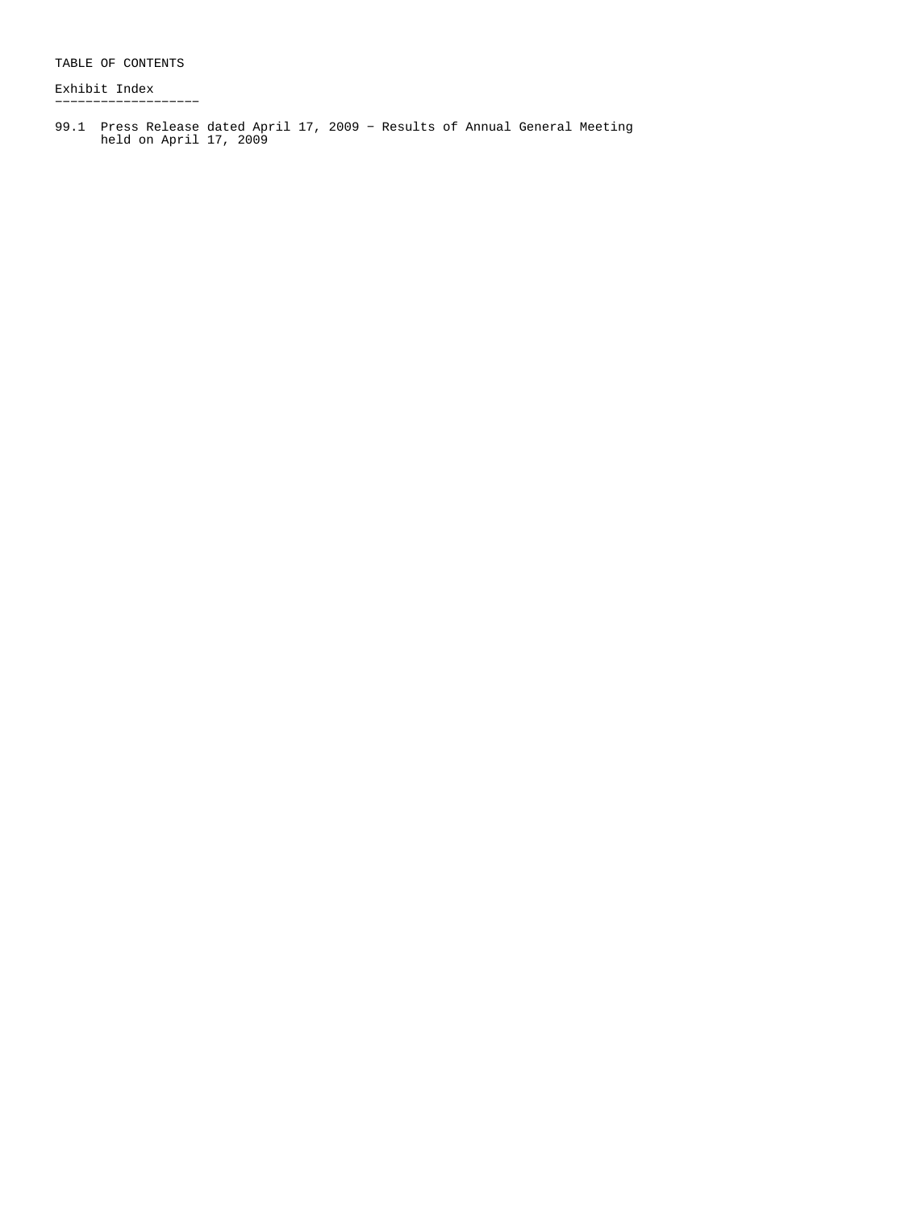TABLE OF CONTENTS

Exhibit Index

99.1 Press Release dated April 17, 2009 − Results of Annual General Meeting held on April 17, 2009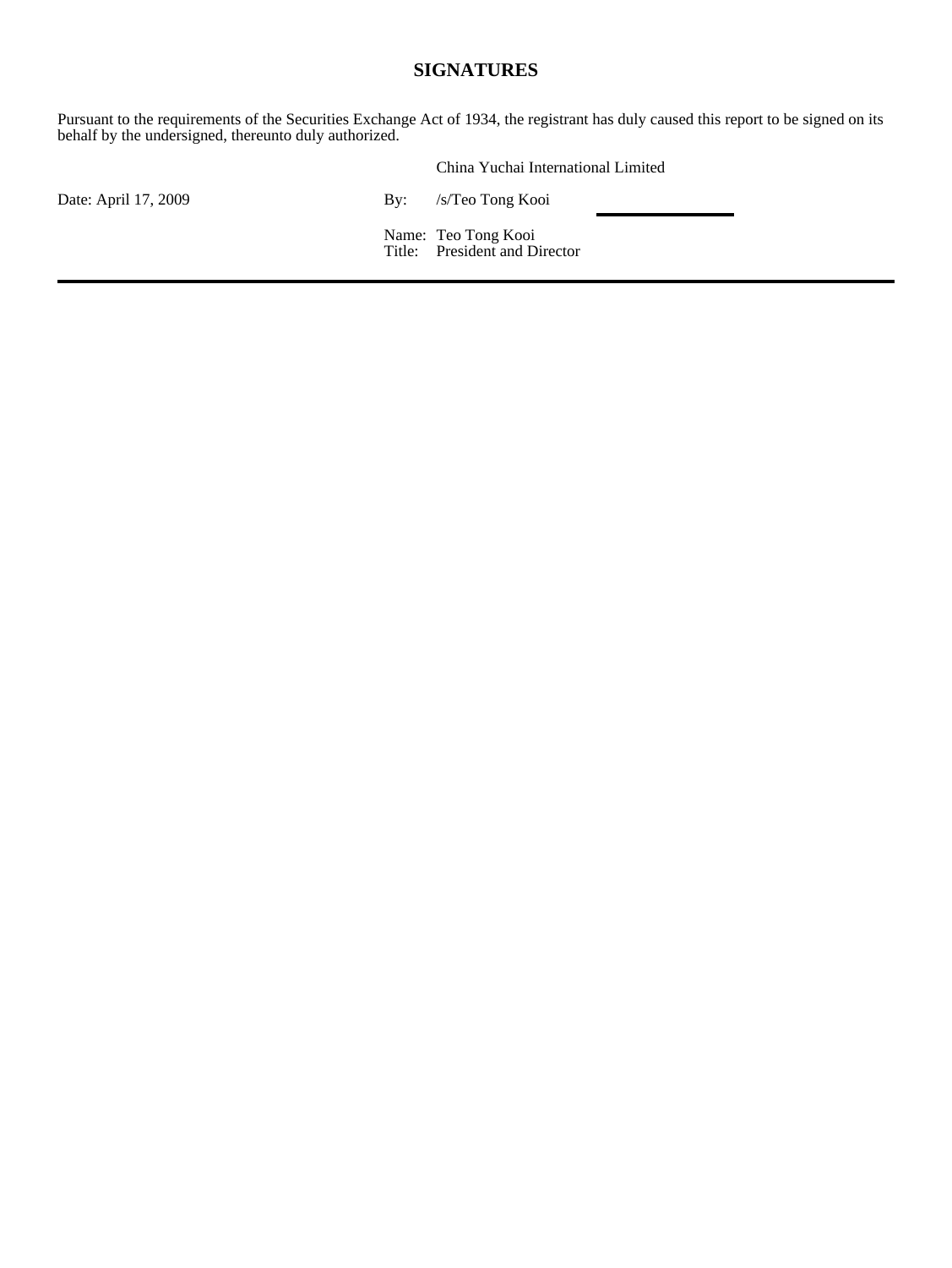## SIGNATURES

Pursuant to the requirements of the Securities Exchange Act of 1934, the registrant has duly caused this report to be signed on its behalf by the undersigned, thereunto duly authorized.

China Yuchai International Limited

Date: April 17, 2009

By: /s/Teo Tong Kooi

Name: Teo Tong Kooi
Title: President and Director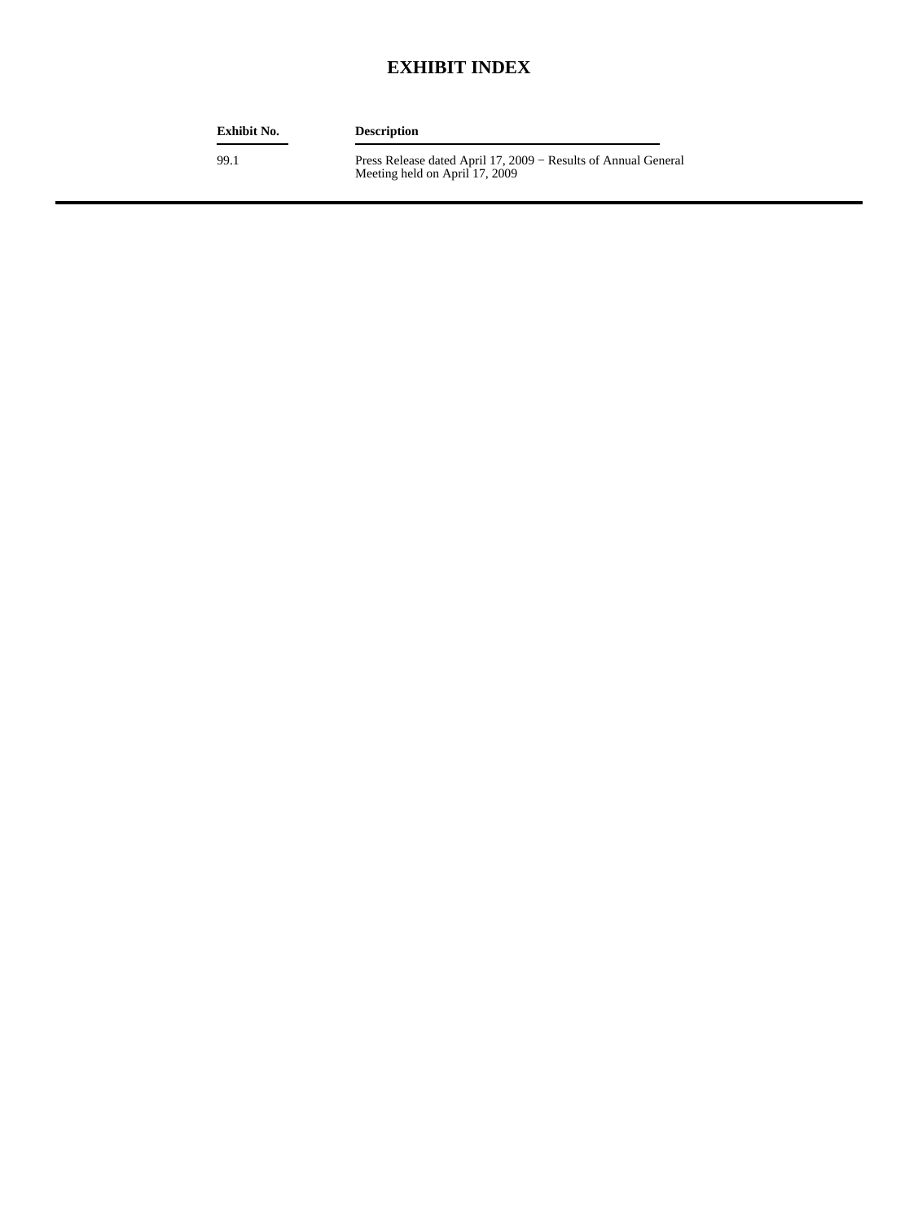# EXHIBIT INDEX

| Exhibit No. | Description |
| --- | --- |
| 99.1 | Press Release dated April 17, 2009 − Results of Annual General Meeting held on April 17, 2009 |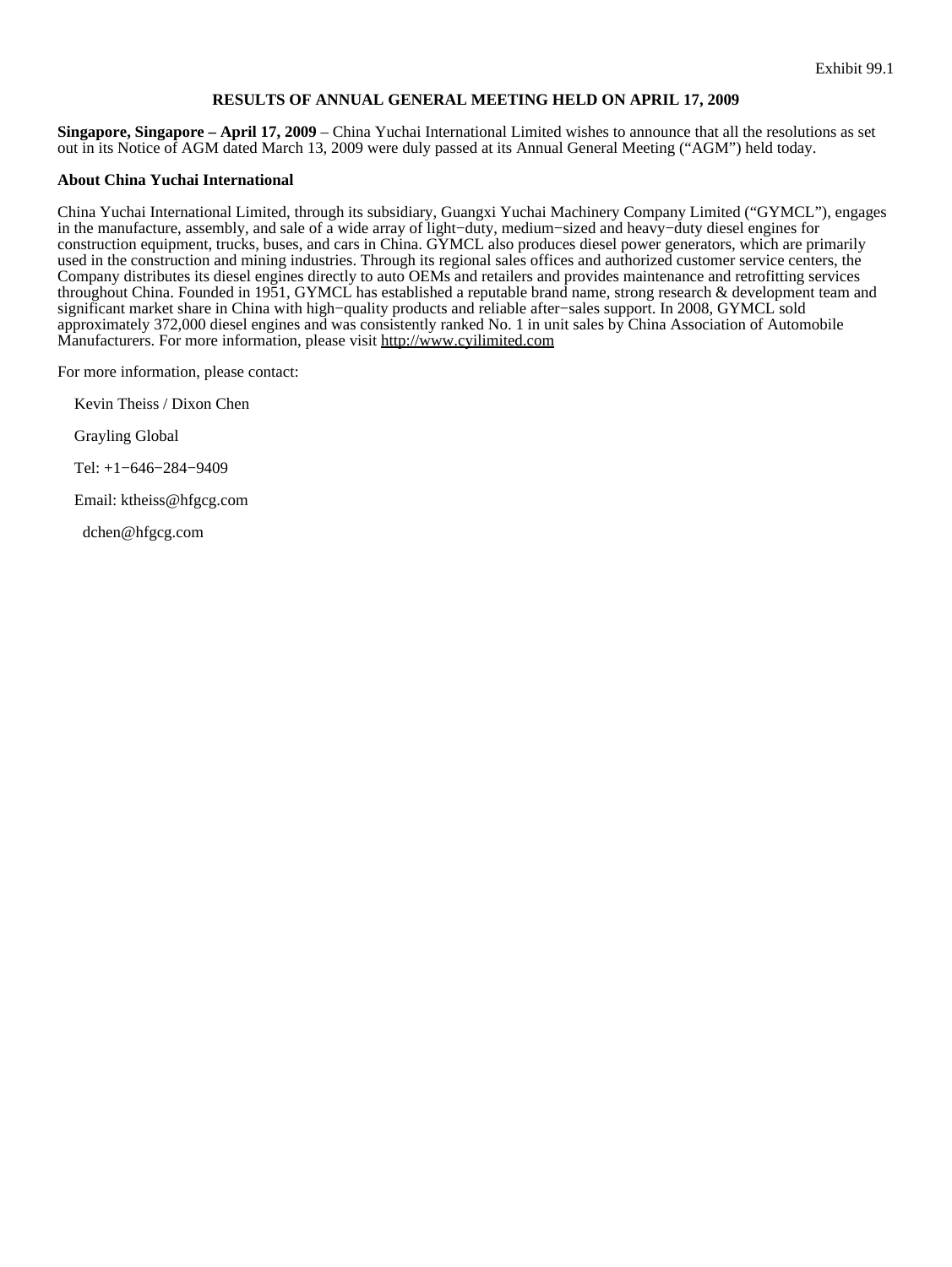Exhibit 99.1

## RESULTS OF ANNUAL GENERAL MEETING HELD ON APRIL 17, 2009

**Singapore, Singapore – April 17, 2009** – China Yuchai International Limited wishes to announce that all the resolutions as set out in its Notice of AGM dated March 13, 2009 were duly passed at its Annual General Meeting (“AGM”) held today.

**About China Yuchai International**

China Yuchai International Limited, through its subsidiary, Guangxi Yuchai Machinery Company Limited (“GYMCL”), engages in the manufacture, assembly, and sale of a wide array of light−duty, medium−sized and heavy−duty diesel engines for construction equipment, trucks, buses, and cars in China. GYMCL also produces diesel power generators, which are primarily used in the construction and mining industries. Through its regional sales offices and authorized customer service centers, the Company distributes its diesel engines directly to auto OEMs and retailers and provides maintenance and retrofitting services throughout China. Founded in 1951, GYMCL has established a reputable brand name, strong research & development team and significant market share in China with high−quality products and reliable after−sales support. In 2008, GYMCL sold approximately 372,000 diesel engines and was consistently ranked No. 1 in unit sales by China Association of Automobile Manufacturers. For more information, please visit http://www.cyilimited.com

For more information, please contact:

Kevin Theiss / Dixon Chen

Grayling Global

Tel: +1−646−284−9409

Email: ktheiss@hfgcg.com

dchen@hfgcg.com